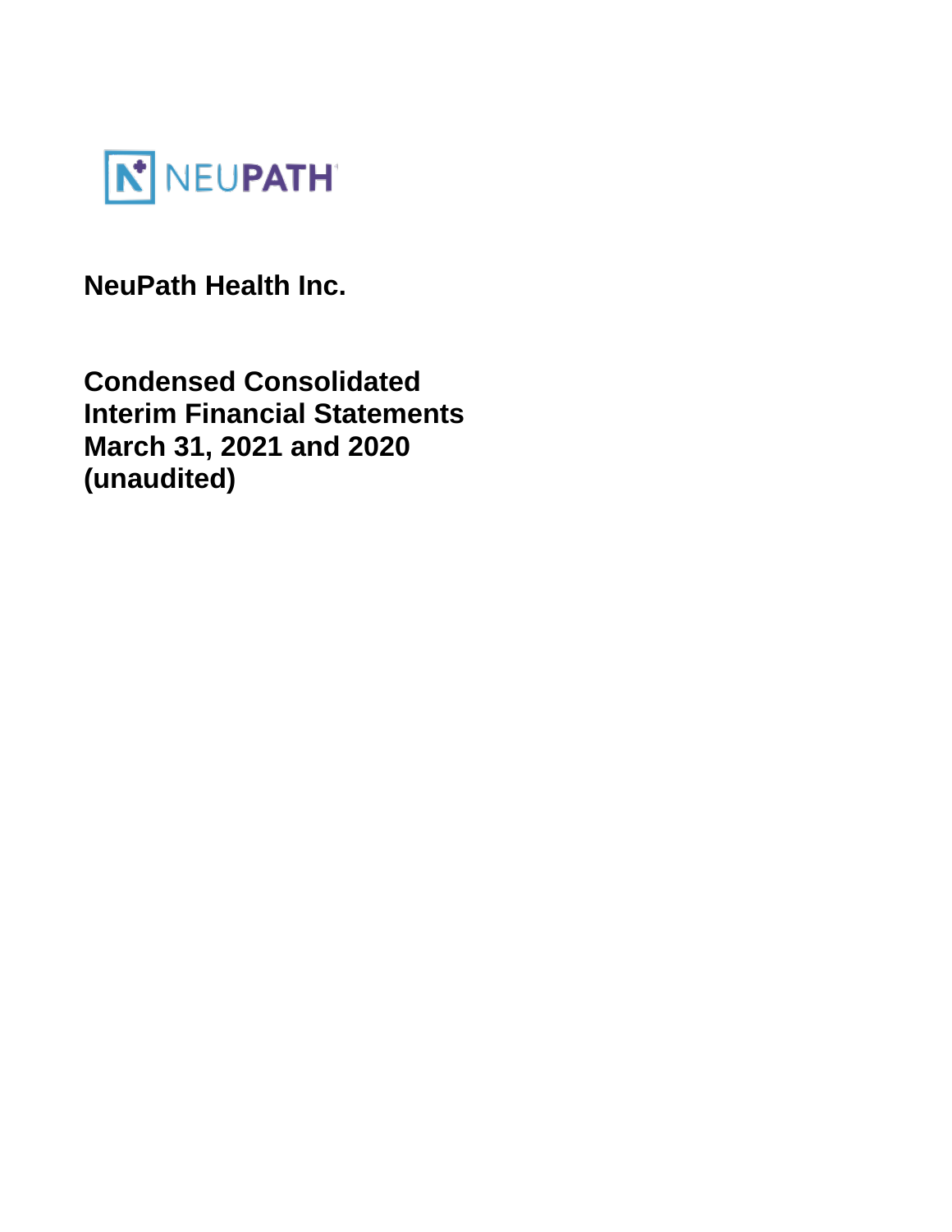NEUPATH

# NeuPath Health Inc.

## Condensed Consolidated Interim Financial Statements March 31, 2021 and 2020 (unaudited)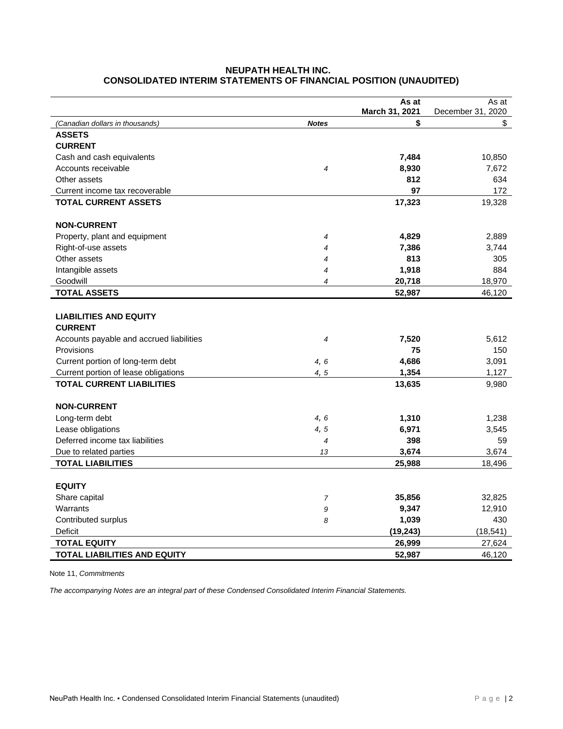# NEUPATH HEALTH INC.
## CONSOLIDATED INTERIM STATEMENTS OF FINANCIAL POSITION (UNAUDITED)

| *(Canadian dollars in thousands)* | ***Notes*** | **As at March 31, 2021 $** | As at December 31, 2020 $ |
|---|---|---|---|
| **ASSETS** | | | |
| **CURRENT** | | | |
| Cash and cash equivalents | | **7,484** | 10,850 |
| Accounts receivable | *4* | **8,930** | 7,672 |
| Other assets | | **812** | 634 |
| Current income tax recoverable | | **97** | 172 |
| **TOTAL CURRENT ASSETS** | | **17,323** | 19,328 |
| | | | |
| **NON-CURRENT** | | | |
| Property, plant and equipment | *4* | **4,829** | 2,889 |
| Right-of-use assets | *4* | **7,386** | 3,744 |
| Other assets | *4* | **813** | 305 |
| Intangible assets | *4* | **1,918** | 884 |
| Goodwill | *4* | **20,718** | 18,970 |
| **TOTAL ASSETS** | | **52,987** | 46,120 |
| | | | |
| **LIABILITIES AND EQUITY** | | | |
| **CURRENT** | | | |
| Accounts payable and accrued liabilities | *4* | **7,520** | 5,612 |
| Provisions | | **75** | 150 |
| Current portion of long-term debt | *4, 6* | **4,686** | 3,091 |
| Current portion of lease obligations | *4, 5* | **1,354** | 1,127 |
| **TOTAL CURRENT LIABILITIES** | | **13,635** | 9,980 |
| | | | |
| **NON-CURRENT** | | | |
| Long-term debt | *4, 6* | **1,310** | 1,238 |
| Lease obligations | *4, 5* | **6,971** | 3,545 |
| Deferred income tax liabilities | *4* | **398** | 59 |
| Due to related parties | *13* | **3,674** | 3,674 |
| **TOTAL LIABILITIES** | | **25,988** | 18,496 |
| | | | |
| **EQUITY** | | | |
| Share capital | *7* | **35,856** | 32,825 |
| Warrants | *9* | **9,347** | 12,910 |
| Contributed surplus | *8* | **1,039** | 430 |
| Deficit | | **(19,243)** | (18,541) |
| **TOTAL EQUITY** | | **26,999** | 27,624 |
| **TOTAL LIABILITIES AND EQUITY** | | **52,987** | 46,120 |

Note 11, *Commitments*

*The accompanying Notes are an integral part of these Condensed Consolidated Interim Financial Statements.*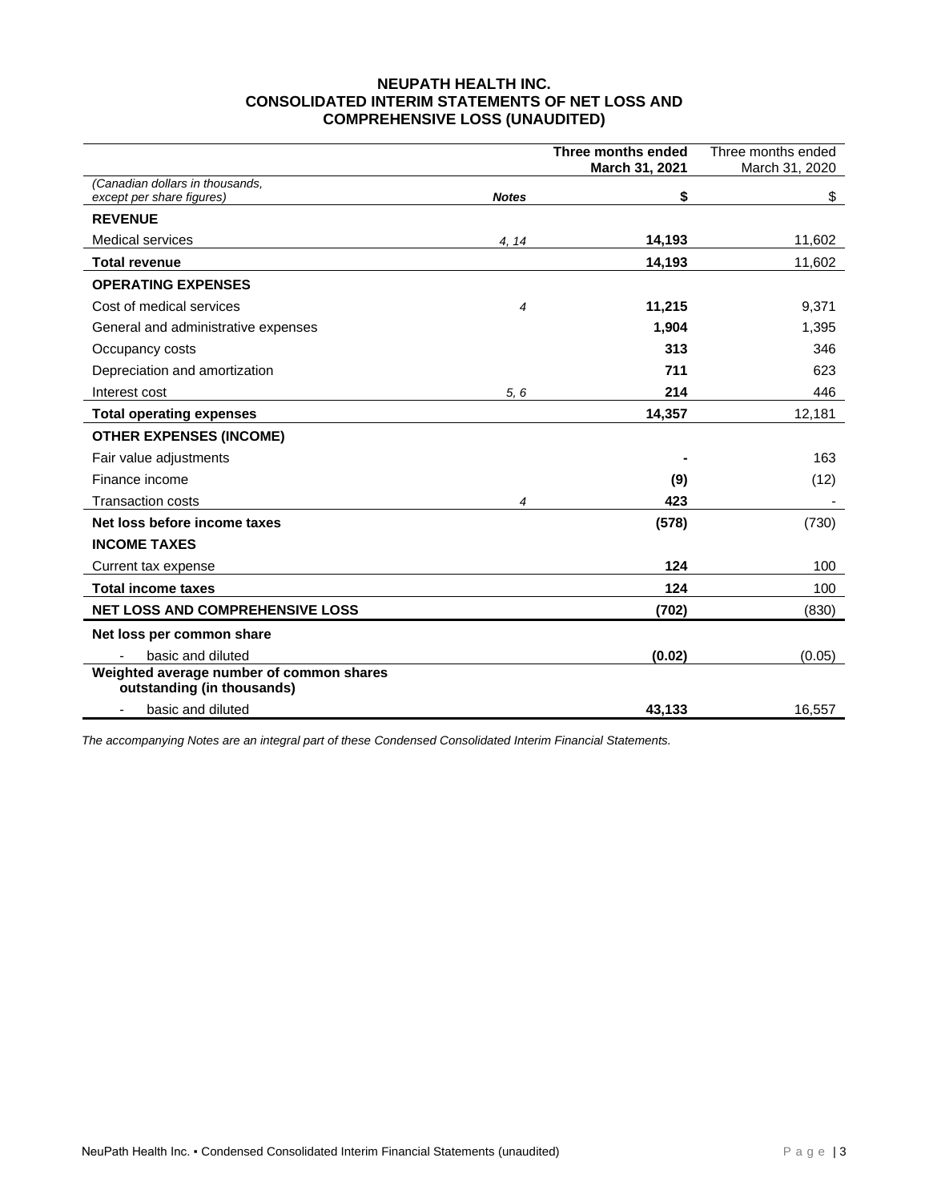# NEUPATH HEALTH INC.
## CONSOLIDATED INTERIM STATEMENTS OF NET LOSS AND COMPREHENSIVE LOSS (UNAUDITED)

| *(Canadian dollars in thousands, except per share figures)* | ***Notes*** | **Three months ended March 31, 2021** **$** | Three months ended March 31, 2020 $ |
|---|---|---|---|
| **REVENUE** | | | |
| Medical services | *4, 14* | **14,193** | 11,602 |
| **Total revenue** | | **14,193** | 11,602 |
| **OPERATING EXPENSES** | | | |
| Cost of medical services | *4* | **11,215** | 9,371 |
| General and administrative expenses | | **1,904** | 1,395 |
| Occupancy costs | | **313** | 346 |
| Depreciation and amortization | | **711** | 623 |
| Interest cost | *5, 6* | **214** | 446 |
| **Total operating expenses** | | **14,357** | 12,181 |
| **OTHER EXPENSES (INCOME)** | | | |
| Fair value adjustments | | **-** | 163 |
| Finance income | | **(9)** | (12) |
| Transaction costs | *4* | **423** | - |
| **Net loss before income taxes** | | **(578)** | (730) |
| **INCOME TAXES** | | | |
| Current tax expense | | **124** | 100 |
| **Total income taxes** | | **124** | 100 |
| **NET LOSS AND COMPREHENSIVE LOSS** | | **(702)** | (830) |
| **Net loss per common share** | | | |
| - basic and diluted | | **(0.02)** | (0.05) |
| **Weighted average number of common shares outstanding (in thousands)** | | | |
| - basic and diluted | | **43,133** | 16,557 |

*The accompanying Notes are an integral part of these Condensed Consolidated Interim Financial Statements.*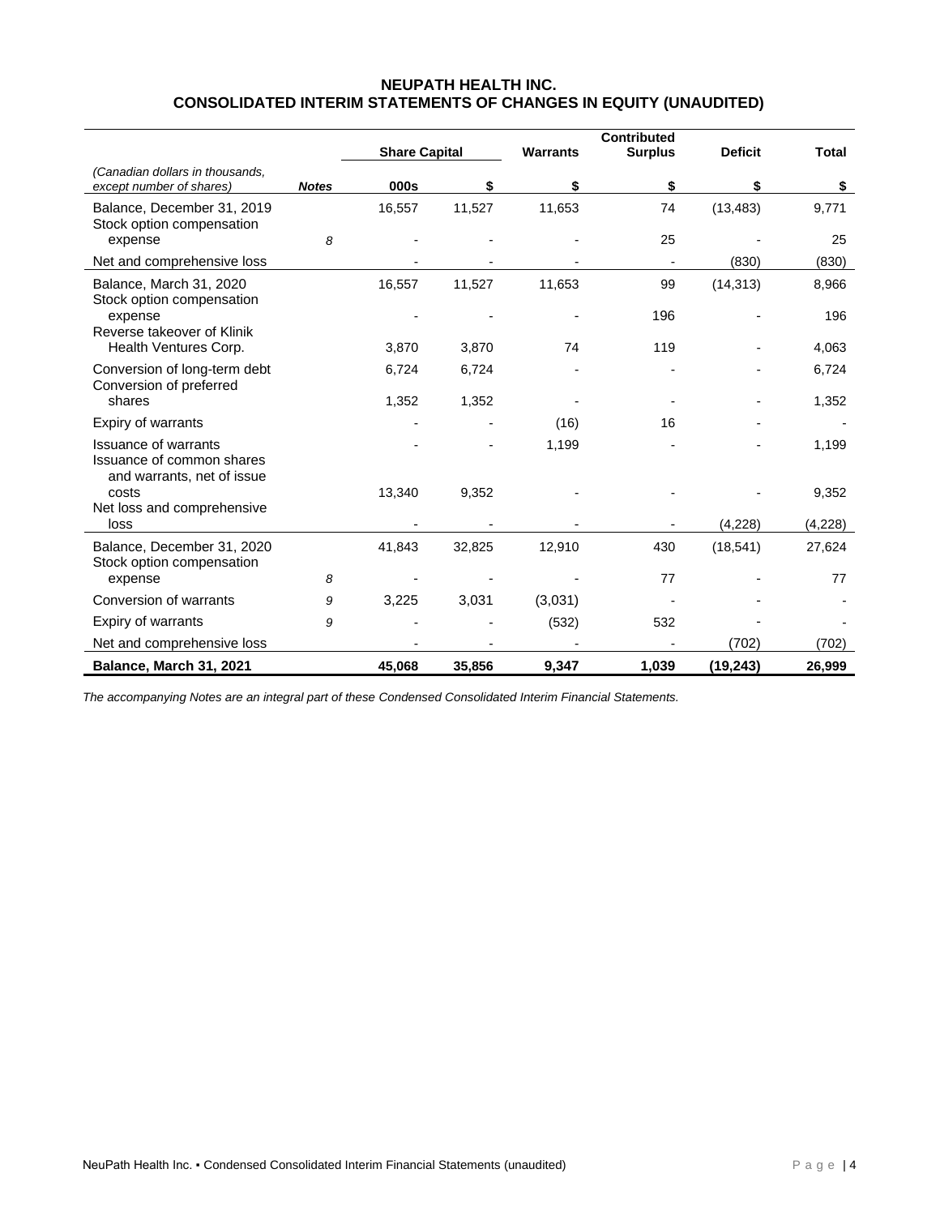# NEUPATH HEALTH INC.
## CONSOLIDATED INTERIM STATEMENTS OF CHANGES IN EQUITY (UNAUDITED)

| | | Share Capital | | Warrants | Contributed Surplus | Deficit | Total |
|---|---|---|---|---|---|---|---|
| *(Canadian dollars in thousands, except number of shares)* | ***Notes*** | **000s** | **$** | **$** | **$** | **$** | **$** |
| Balance, December 31, 2019 | | 16,557 | 11,527 | 11,653 | 74 | (13,483) | 9,771 |
| Stock option compensation expense | *8* | - | - | - | 25 | - | 25 |
| Net and comprehensive loss | | - | - | - | - | (830) | (830) |
| Balance, March 31, 2020 | | 16,557 | 11,527 | 11,653 | 99 | (14,313) | 8,966 |
| Stock option compensation expense | | - | - | - | 196 | - | 196 |
| Reverse takeover of Klinik Health Ventures Corp. | | 3,870 | 3,870 | 74 | 119 | - | 4,063 |
| Conversion of long-term debt | | 6,724 | 6,724 | - | - | - | 6,724 |
| Conversion of preferred shares | | 1,352 | 1,352 | - | - | - | 1,352 |
| Expiry of warrants | | - | - | (16) | 16 | - | - |
| Issuance of warrants | | - | - | 1,199 | - | - | 1,199 |
| Issuance of common shares and warrants, net of issue costs | | 13,340 | 9,352 | - | - | - | 9,352 |
| Net loss and comprehensive loss | | - | - | - | - | (4,228) | (4,228) |
| Balance, December 31, 2020 | | 41,843 | 32,825 | 12,910 | 430 | (18,541) | 27,624 |
| Stock option compensation expense | *8* | - | - | - | 77 | - | 77 |
| Conversion of warrants | *9* | 3,225 | 3,031 | (3,031) | - | - | - |
| Expiry of warrants | *9* | - | - | (532) | 532 | - | - |
| Net and comprehensive loss | | - | - | - | - | (702) | (702) |
| **Balance, March 31, 2021** | | **45,068** | **35,856** | **9,347** | **1,039** | **(19,243)** | **26,999** |

*The accompanying Notes are an integral part of these Condensed Consolidated Interim Financial Statements.*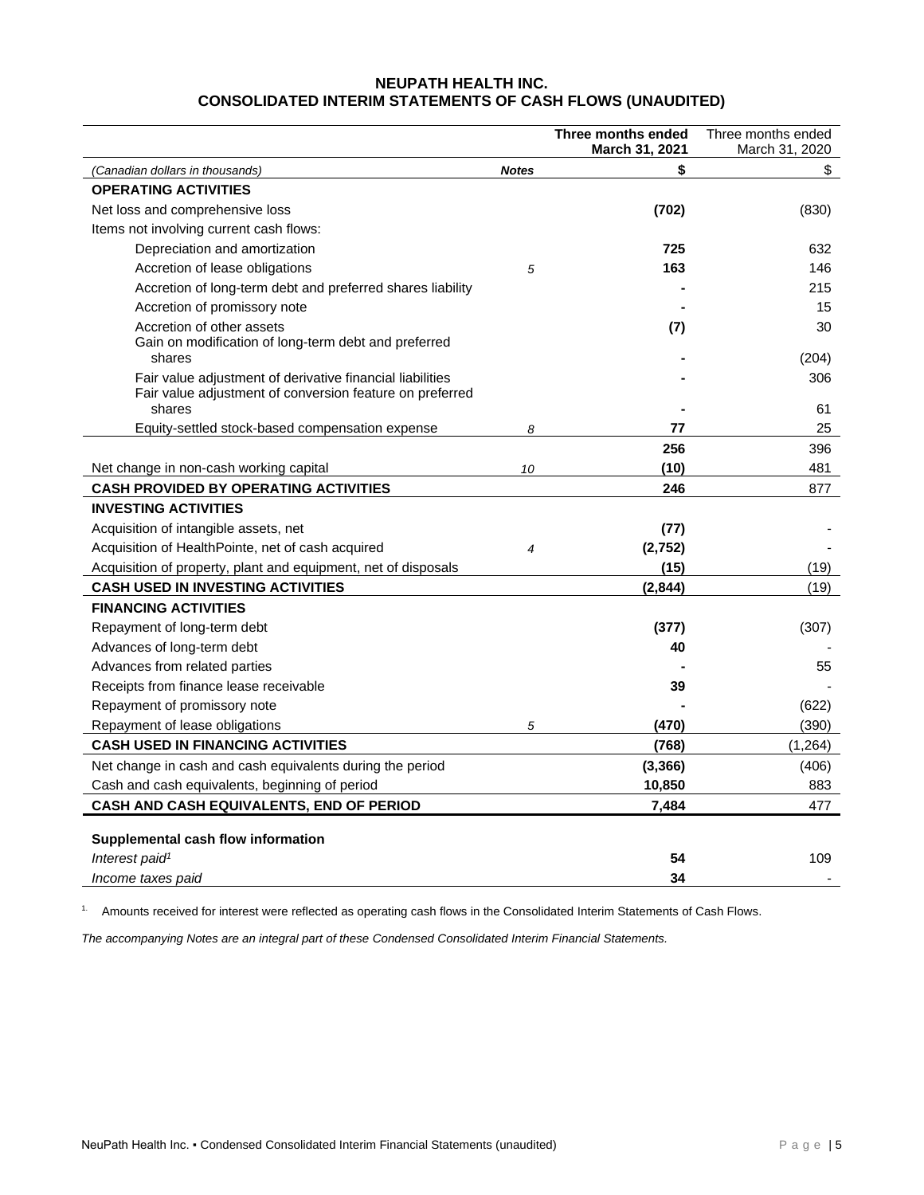# NEUPATH HEALTH INC.
## CONSOLIDATED INTERIM STATEMENTS OF CASH FLOWS (UNAUDITED)

| | | **Three months ended March 31, 2021** | Three months ended March 31, 2020 |
|---|---|---|---|
| *(Canadian dollars in thousands)* | ***Notes*** | **$** | $ |
| **OPERATING ACTIVITIES** | | | |
| Net loss and comprehensive loss | | **(702)** | (830) |
| Items not involving current cash flows: | | | |
| Depreciation and amortization | | **725** | 632 |
| Accretion of lease obligations | *5* | **163** | 146 |
| Accretion of long-term debt and preferred shares liability | | **-** | 215 |
| Accretion of promissory note | | **-** | 15 |
| Accretion of other assets | | **(7)** | 30 |
| Gain on modification of long-term debt and preferred shares | | **-** | (204) |
| Fair value adjustment of derivative financial liabilities | | **-** | 306 |
| Fair value adjustment of conversion feature on preferred shares | | **-** | 61 |
| Equity-settled stock-based compensation expense | *8* | **77** | 25 |
| | | **256** | 396 |
| Net change in non-cash working capital | *10* | **(10)** | 481 |
| **CASH PROVIDED BY OPERATING ACTIVITIES** | | **246** | 877 |
| **INVESTING ACTIVITIES** | | | |
| Acquisition of intangible assets, net | | **(77)** | - |
| Acquisition of HealthPointe, net of cash acquired | *4* | **(2,752)** | - |
| Acquisition of property, plant and equipment, net of disposals | | **(15)** | (19) |
| **CASH USED IN INVESTING ACTIVITIES** | | **(2,844)** | (19) |
| **FINANCING ACTIVITIES** | | | |
| Repayment of long-term debt | | **(377)** | (307) |
| Advances of long-term debt | | **40** | - |
| Advances from related parties | | **-** | 55 |
| Receipts from finance lease receivable | | **39** | - |
| Repayment of promissory note | | **-** | (622) |
| Repayment of lease obligations | *5* | **(470)** | (390) |
| **CASH USED IN FINANCING ACTIVITIES** | | **(768)** | (1,264) |
| Net change in cash and cash equivalents during the period | | **(3,366)** | (406) |
| Cash and cash equivalents, beginning of period | | **10,850** | 883 |
| **CASH AND CASH EQUIVALENTS, END OF PERIOD** | | **7,484** | 477 |
| | | | |
| **Supplemental cash flow information** | | | |
| *Interest paid[1]* | | **54** | 109 |
| *Income taxes paid* | | **34** | - |

1. Amounts received for interest were reflected as operating cash flows in the Consolidated Interim Statements of Cash Flows.

*The accompanying Notes are an integral part of these Condensed Consolidated Interim Financial Statements.*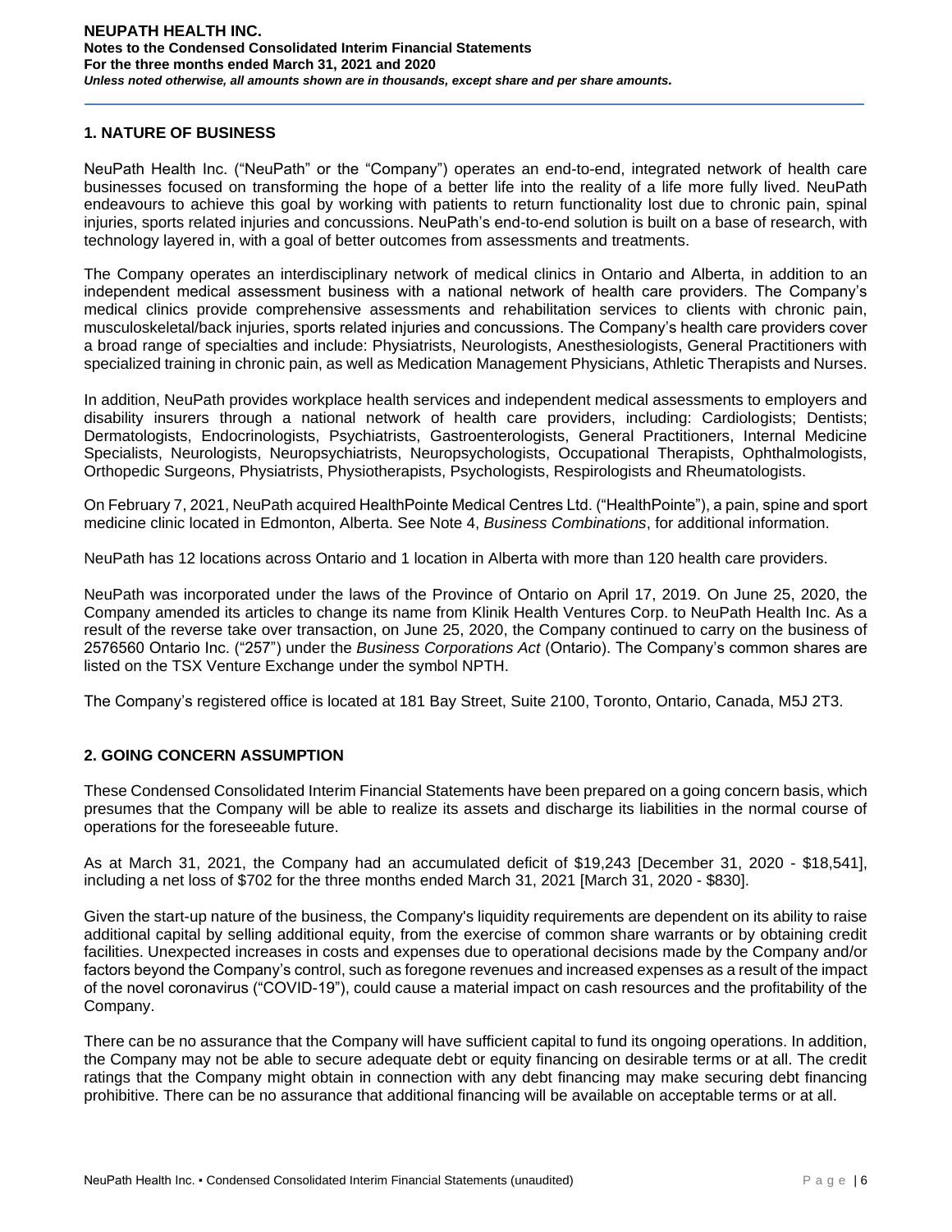## 1. NATURE OF BUSINESS

NeuPath Health Inc. ("NeuPath" or the "Company") operates an end-to-end, integrated network of health care businesses focused on transforming the hope of a better life into the reality of a life more fully lived. NeuPath endeavours to achieve this goal by working with patients to return functionality lost due to chronic pain, spinal injuries, sports related injuries and concussions. NeuPath's end-to-end solution is built on a base of research, with technology layered in, with a goal of better outcomes from assessments and treatments.

The Company operates an interdisciplinary network of medical clinics in Ontario and Alberta, in addition to an independent medical assessment business with a national network of health care providers. The Company's medical clinics provide comprehensive assessments and rehabilitation services to clients with chronic pain, musculoskeletal/back injuries, sports related injuries and concussions. The Company's health care providers cover a broad range of specialties and include: Physiatrists, Neurologists, Anesthesiologists, General Practitioners with specialized training in chronic pain, as well as Medication Management Physicians, Athletic Therapists and Nurses.

In addition, NeuPath provides workplace health services and independent medical assessments to employers and disability insurers through a national network of health care providers, including: Cardiologists; Dentists; Dermatologists, Endocrinologists, Psychiatrists, Gastroenterologists, General Practitioners, Internal Medicine Specialists, Neurologists, Neuropsychiatrists, Neuropsychologists, Occupational Therapists, Ophthalmologists, Orthopedic Surgeons, Physiatrists, Physiotherapists, Psychologists, Respirologists and Rheumatologists.

On February 7, 2021, NeuPath acquired HealthPointe Medical Centres Ltd. ("HealthPointe"), a pain, spine and sport medicine clinic located in Edmonton, Alberta. See Note 4, *Business Combinations*, for additional information.

NeuPath has 12 locations across Ontario and 1 location in Alberta with more than 120 health care providers.

NeuPath was incorporated under the laws of the Province of Ontario on April 17, 2019. On June 25, 2020, the Company amended its articles to change its name from Klinik Health Ventures Corp. to NeuPath Health Inc. As a result of the reverse take over transaction, on June 25, 2020, the Company continued to carry on the business of 2576560 Ontario Inc. ("257") under the *Business Corporations Act* (Ontario). The Company's common shares are listed on the TSX Venture Exchange under the symbol NPTH.

The Company's registered office is located at 181 Bay Street, Suite 2100, Toronto, Ontario, Canada, M5J 2T3.

## 2. GOING CONCERN ASSUMPTION

These Condensed Consolidated Interim Financial Statements have been prepared on a going concern basis, which presumes that the Company will be able to realize its assets and discharge its liabilities in the normal course of operations for the foreseeable future.

As at March 31, 2021, the Company had an accumulated deficit of $19,243 [December 31, 2020 - $18,541], including a net loss of $702 for the three months ended March 31, 2021 [March 31, 2020 - $830].

Given the start-up nature of the business, the Company's liquidity requirements are dependent on its ability to raise additional capital by selling additional equity, from the exercise of common share warrants or by obtaining credit facilities. Unexpected increases in costs and expenses due to operational decisions made by the Company and/or factors beyond the Company's control, such as foregone revenues and increased expenses as a result of the impact of the novel coronavirus ("COVID-19"), could cause a material impact on cash resources and the profitability of the Company.

There can be no assurance that the Company will have sufficient capital to fund its ongoing operations. In addition, the Company may not be able to secure adequate debt or equity financing on desirable terms or at all. The credit ratings that the Company might obtain in connection with any debt financing may make securing debt financing prohibitive. There can be no assurance that additional financing will be available on acceptable terms or at all.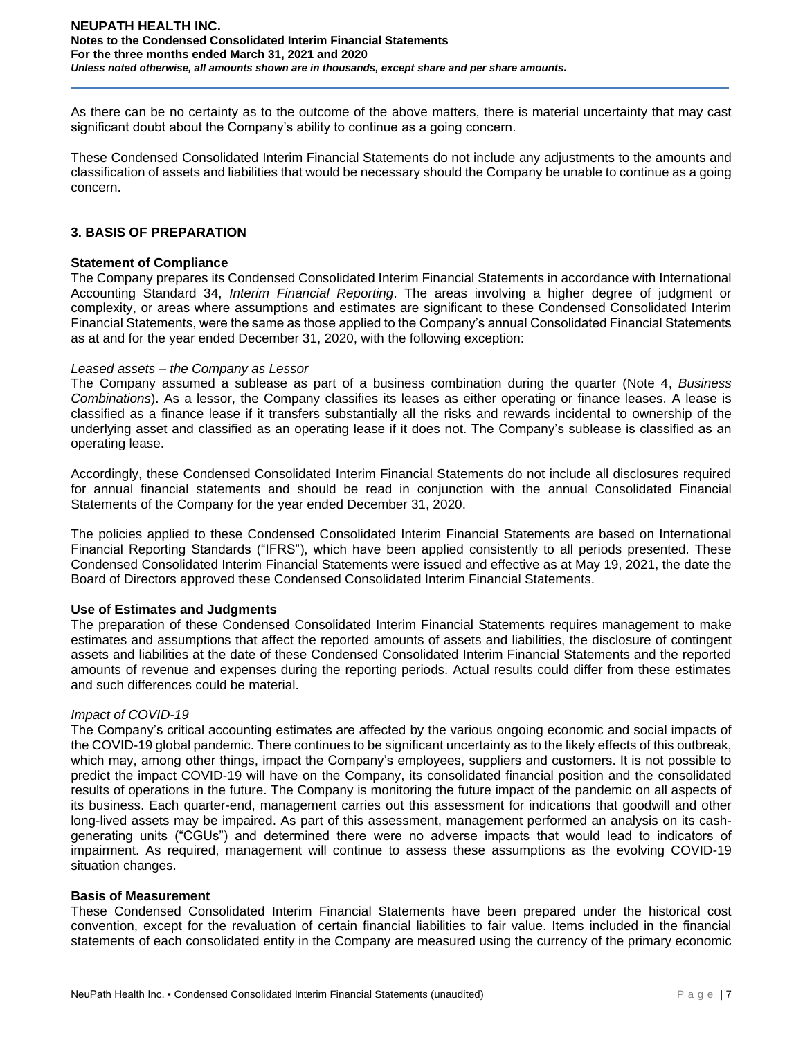As there can be no certainty as to the outcome of the above matters, there is material uncertainty that may cast significant doubt about the Company's ability to continue as a going concern.

These Condensed Consolidated Interim Financial Statements do not include any adjustments to the amounts and classification of assets and liabilities that would be necessary should the Company be unable to continue as a going concern.

## 3. BASIS OF PREPARATION

**Statement of Compliance**

The Company prepares its Condensed Consolidated Interim Financial Statements in accordance with International Accounting Standard 34, *Interim Financial Reporting*. The areas involving a higher degree of judgment or complexity, or areas where assumptions and estimates are significant to these Condensed Consolidated Interim Financial Statements, were the same as those applied to the Company's annual Consolidated Financial Statements as at and for the year ended December 31, 2020, with the following exception:

*Leased assets – the Company as Lessor*

The Company assumed a sublease as part of a business combination during the quarter (Note 4, *Business Combinations*). As a lessor, the Company classifies its leases as either operating or finance leases. A lease is classified as a finance lease if it transfers substantially all the risks and rewards incidental to ownership of the underlying asset and classified as an operating lease if it does not. The Company's sublease is classified as an operating lease.

Accordingly, these Condensed Consolidated Interim Financial Statements do not include all disclosures required for annual financial statements and should be read in conjunction with the annual Consolidated Financial Statements of the Company for the year ended December 31, 2020.

The policies applied to these Condensed Consolidated Interim Financial Statements are based on International Financial Reporting Standards ("IFRS"), which have been applied consistently to all periods presented. These Condensed Consolidated Interim Financial Statements were issued and effective as at May 19, 2021, the date the Board of Directors approved these Condensed Consolidated Interim Financial Statements.

**Use of Estimates and Judgments**

The preparation of these Condensed Consolidated Interim Financial Statements requires management to make estimates and assumptions that affect the reported amounts of assets and liabilities, the disclosure of contingent assets and liabilities at the date of these Condensed Consolidated Interim Financial Statements and the reported amounts of revenue and expenses during the reporting periods. Actual results could differ from these estimates and such differences could be material.

*Impact of COVID-19*

The Company's critical accounting estimates are affected by the various ongoing economic and social impacts of the COVID-19 global pandemic. There continues to be significant uncertainty as to the likely effects of this outbreak, which may, among other things, impact the Company's employees, suppliers and customers. It is not possible to predict the impact COVID-19 will have on the Company, its consolidated financial position and the consolidated results of operations in the future. The Company is monitoring the future impact of the pandemic on all aspects of its business. Each quarter-end, management carries out this assessment for indications that goodwill and other long-lived assets may be impaired. As part of this assessment, management performed an analysis on its cash-generating units ("CGUs") and determined there were no adverse impacts that would lead to indicators of impairment. As required, management will continue to assess these assumptions as the evolving COVID-19 situation changes.

**Basis of Measurement**

These Condensed Consolidated Interim Financial Statements have been prepared under the historical cost convention, except for the revaluation of certain financial liabilities to fair value. Items included in the financial statements of each consolidated entity in the Company are measured using the currency of the primary economic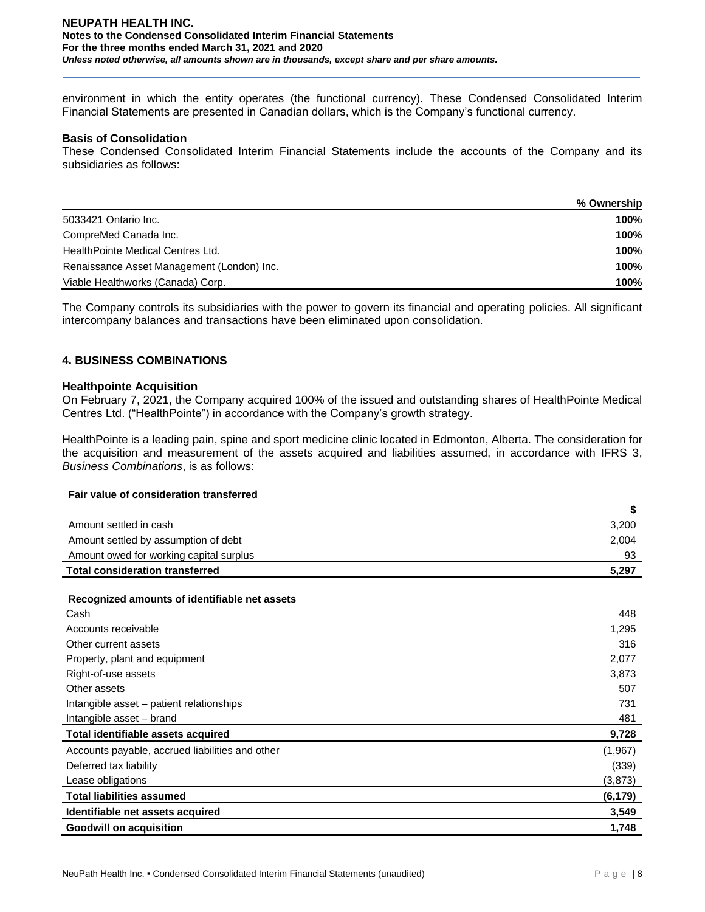environment in which the entity operates (the functional currency). These Condensed Consolidated Interim Financial Statements are presented in Canadian dollars, which is the Company's functional currency.

**Basis of Consolidation**

These Condensed Consolidated Interim Financial Statements include the accounts of the Company and its subsidiaries as follows:

| | % Ownership |
|---|---|
| 5033421 Ontario Inc. | **100%** |
| CompreMed Canada Inc. | **100%** |
| HealthPointe Medical Centres Ltd. | **100%** |
| Renaissance Asset Management (London) Inc. | **100%** |
| Viable Healthworks (Canada) Corp. | **100%** |

The Company controls its subsidiaries with the power to govern its financial and operating policies. All significant intercompany balances and transactions have been eliminated upon consolidation.

## 4. BUSINESS COMBINATIONS

### Healthpointe Acquisition

On February 7, 2021, the Company acquired 100% of the issued and outstanding shares of HealthPointe Medical Centres Ltd. ("HealthPointe") in accordance with the Company's growth strategy.

HealthPointe is a leading pain, spine and sport medicine clinic located in Edmonton, Alberta. The consideration for the acquisition and measurement of the assets acquired and liabilities assumed, in accordance with IFRS 3, *Business Combinations*, is as follows:

| **Fair value of consideration transferred** | **$** |
|---|---|
| Amount settled in cash | 3,200 |
| Amount settled by assumption of debt | 2,004 |
| Amount owed for working capital surplus | 93 |
| **Total consideration transferred** | **5,297** |
| | |
| **Recognized amounts of identifiable net assets** | |
| Cash | 448 |
| Accounts receivable | 1,295 |
| Other current assets | 316 |
| Property, plant and equipment | 2,077 |
| Right-of-use assets | 3,873 |
| Other assets | 507 |
| Intangible asset – patient relationships | 731 |
| Intangible asset – brand | 481 |
| **Total identifiable assets acquired** | **9,728** |
| Accounts payable, accrued liabilities and other | (1,967) |
| Deferred tax liability | (339) |
| Lease obligations | (3,873) |
| **Total liabilities assumed** | **(6,179)** |
| **Identifiable net assets acquired** | **3,549** |
| **Goodwill on acquisition** | **1,748** |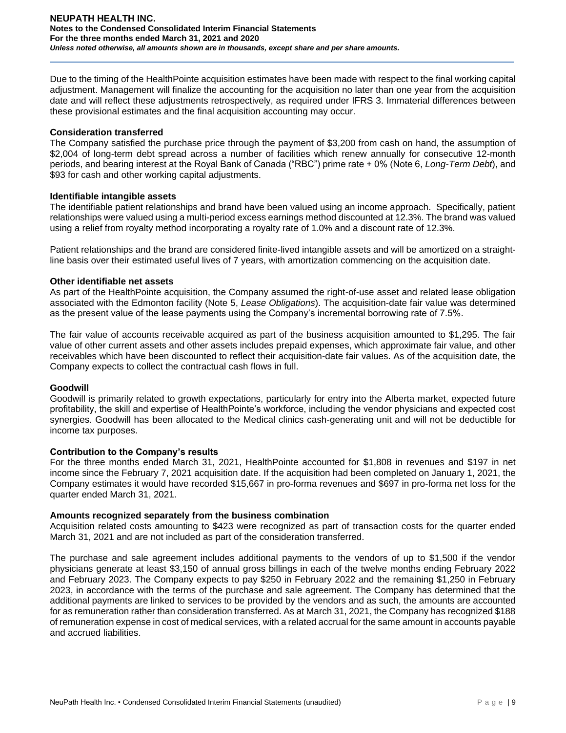Due to the timing of the HealthPointe acquisition estimates have been made with respect to the final working capital adjustment. Management will finalize the accounting for the acquisition no later than one year from the acquisition date and will reflect these adjustments retrospectively, as required under IFRS 3. Immaterial differences between these provisional estimates and the final acquisition accounting may occur.

**Consideration transferred**

The Company satisfied the purchase price through the payment of $3,200 from cash on hand, the assumption of $2,004 of long-term debt spread across a number of facilities which renew annually for consecutive 12-month periods, and bearing interest at the Royal Bank of Canada ("RBC") prime rate + 0% (Note 6, *Long-Term Debt*), and $93 for cash and other working capital adjustments.

**Identifiable intangible assets**

The identifiable patient relationships and brand have been valued using an income approach. Specifically, patient relationships were valued using a multi-period excess earnings method discounted at 12.3%. The brand was valued using a relief from royalty method incorporating a royalty rate of 1.0% and a discount rate of 12.3%.

Patient relationships and the brand are considered finite-lived intangible assets and will be amortized on a straight-line basis over their estimated useful lives of 7 years, with amortization commencing on the acquisition date.

**Other identifiable net assets**

As part of the HealthPointe acquisition, the Company assumed the right-of-use asset and related lease obligation associated with the Edmonton facility (Note 5, *Lease Obligations*). The acquisition-date fair value was determined as the present value of the lease payments using the Company's incremental borrowing rate of 7.5%.

The fair value of accounts receivable acquired as part of the business acquisition amounted to $1,295. The fair value of other current assets and other assets includes prepaid expenses, which approximate fair value, and other receivables which have been discounted to reflect their acquisition-date fair values. As of the acquisition date, the Company expects to collect the contractual cash flows in full.

**Goodwill**

Goodwill is primarily related to growth expectations, particularly for entry into the Alberta market, expected future profitability, the skill and expertise of HealthPointe's workforce, including the vendor physicians and expected cost synergies. Goodwill has been allocated to the Medical clinics cash-generating unit and will not be deductible for income tax purposes.

**Contribution to the Company's results**

For the three months ended March 31, 2021, HealthPointe accounted for $1,808 in revenues and $197 in net income since the February 7, 2021 acquisition date. If the acquisition had been completed on January 1, 2021, the Company estimates it would have recorded $15,667 in pro-forma revenues and $697 in pro-forma net loss for the quarter ended March 31, 2021.

**Amounts recognized separately from the business combination**

Acquisition related costs amounting to $423 were recognized as part of transaction costs for the quarter ended March 31, 2021 and are not included as part of the consideration transferred.

The purchase and sale agreement includes additional payments to the vendors of up to $1,500 if the vendor physicians generate at least $3,150 of annual gross billings in each of the twelve months ending February 2022 and February 2023. The Company expects to pay $250 in February 2022 and the remaining $1,250 in February 2023, in accordance with the terms of the purchase and sale agreement. The Company has determined that the additional payments are linked to services to be provided by the vendors and as such, the amounts are accounted for as remuneration rather than consideration transferred. As at March 31, 2021, the Company has recognized $188 of remuneration expense in cost of medical services, with a related accrual for the same amount in accounts payable and accrued liabilities.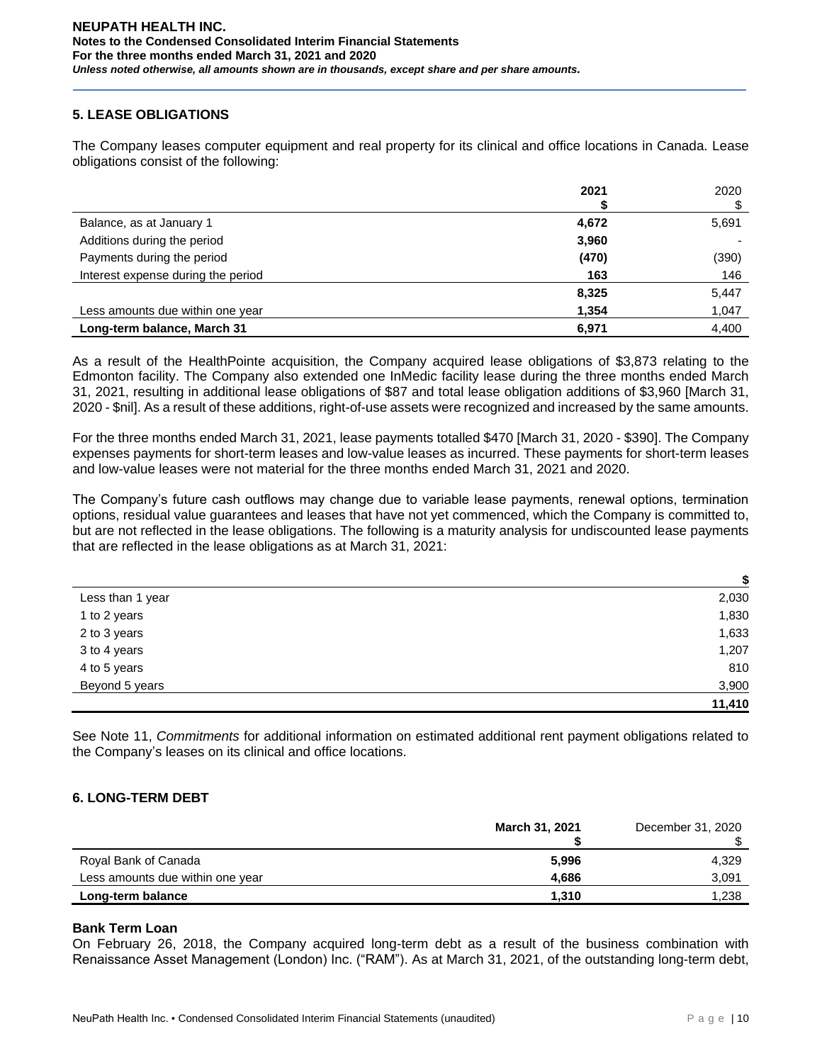## 5. LEASE OBLIGATIONS

The Company leases computer equipment and real property for its clinical and office locations in Canada. Lease obligations consist of the following:

| | 2021 $ | 2020 $ |
|---|---|---|
| Balance, as at January 1 | **4,672** | 5,691 |
| Additions during the period | **3,960** | - |
| Payments during the period | **(470)** | (390) |
| Interest expense during the period | **163** | 146 |
| | **8,325** | 5,447 |
| Less amounts due within one year | **1,354** | 1,047 |
| **Long-term balance, March 31** | **6,971** | 4,400 |

As a result of the HealthPointe acquisition, the Company acquired lease obligations of $3,873 relating to the Edmonton facility. The Company also extended one InMedic facility lease during the three months ended March 31, 2021, resulting in additional lease obligations of $87 and total lease obligation additions of $3,960 [March 31, 2020 - $nil]. As a result of these additions, right-of-use assets were recognized and increased by the same amounts.

For the three months ended March 31, 2021, lease payments totalled $470 [March 31, 2020 - $390]. The Company expenses payments for short-term leases and low-value leases as incurred. These payments for short-term leases and low-value leases were not material for the three months ended March 31, 2021 and 2020.

The Company's future cash outflows may change due to variable lease payments, renewal options, termination options, residual value guarantees and leases that have not yet commenced, which the Company is committed to, but are not reflected in the lease obligations. The following is a maturity analysis for undiscounted lease payments that are reflected in the lease obligations as at March 31, 2021:

| | $ |
|---|---|
| Less than 1 year | 2,030 |
| 1 to 2 years | 1,830 |
| 2 to 3 years | 1,633 |
| 3 to 4 years | 1,207 |
| 4 to 5 years | 810 |
| Beyond 5 years | 3,900 |
| | **11,410** |

See Note 11, *Commitments* for additional information on estimated additional rent payment obligations related to the Company's leases on its clinical and office locations.

## 6. LONG-TERM DEBT

| | March 31, 2021 $ | December 31, 2020 $ |
|---|---|---|
| Royal Bank of Canada | **5,996** | 4,329 |
| Less amounts due within one year | **4,686** | 3,091 |
| **Long-term balance** | **1,310** | 1,238 |

### Bank Term Loan

On February 26, 2018, the Company acquired long-term debt as a result of the business combination with Renaissance Asset Management (London) Inc. ("RAM"). As at March 31, 2021, of the outstanding long-term debt,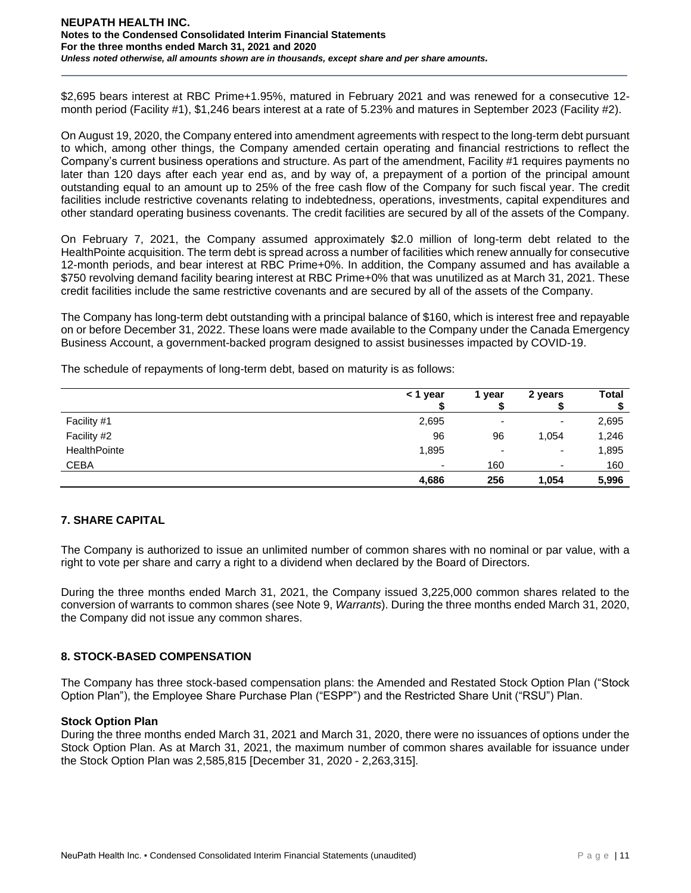$2,695 bears interest at RBC Prime+1.95%, matured in February 2021 and was renewed for a consecutive 12-month period (Facility #1), $1,246 bears interest at a rate of 5.23% and matures in September 2023 (Facility #2).

On August 19, 2020, the Company entered into amendment agreements with respect to the long-term debt pursuant to which, among other things, the Company amended certain operating and financial restrictions to reflect the Company's current business operations and structure. As part of the amendment, Facility #1 requires payments no later than 120 days after each year end as, and by way of, a prepayment of a portion of the principal amount outstanding equal to an amount up to 25% of the free cash flow of the Company for such fiscal year. The credit facilities include restrictive covenants relating to indebtedness, operations, investments, capital expenditures and other standard operating business covenants. The credit facilities are secured by all of the assets of the Company.

On February 7, 2021, the Company assumed approximately $2.0 million of long-term debt related to the HealthPointe acquisition. The term debt is spread across a number of facilities which renew annually for consecutive 12-month periods, and bear interest at RBC Prime+0%. In addition, the Company assumed and has available a $750 revolving demand facility bearing interest at RBC Prime+0% that was unutilized as at March 31, 2021. These credit facilities include the same restrictive covenants and are secured by all of the assets of the Company.

The Company has long-term debt outstanding with a principal balance of $160, which is interest free and repayable on or before December 31, 2022. These loans were made available to the Company under the Canada Emergency Business Account, a government-backed program designed to assist businesses impacted by COVID-19.

The schedule of repayments of long-term debt, based on maturity is as follows:

| | < 1 year $ | 1 year $ | 2 years $ | Total $ |
|---|---|---|---|---|
| Facility #1 | 2,695 | - | - | 2,695 |
| Facility #2 | 96 | 96 | 1,054 | 1,246 |
| HealthPointe | 1,895 | - | - | 1,895 |
| CEBA | - | 160 | - | 160 |
| | **4,686** | **256** | **1,054** | **5,996** |

## 7. SHARE CAPITAL

The Company is authorized to issue an unlimited number of common shares with no nominal or par value, with a right to vote per share and carry a right to a dividend when declared by the Board of Directors.

During the three months ended March 31, 2021, the Company issued 3,225,000 common shares related to the conversion of warrants to common shares (see Note 9, *Warrants*). During the three months ended March 31, 2020, the Company did not issue any common shares.

## 8. STOCK-BASED COMPENSATION

The Company has three stock-based compensation plans: the Amended and Restated Stock Option Plan ("Stock Option Plan"), the Employee Share Purchase Plan ("ESPP") and the Restricted Share Unit ("RSU") Plan.

**Stock Option Plan**

During the three months ended March 31, 2021 and March 31, 2020, there were no issuances of options under the Stock Option Plan. As at March 31, 2021, the maximum number of common shares available for issuance under the Stock Option Plan was 2,585,815 [December 31, 2020 - 2,263,315].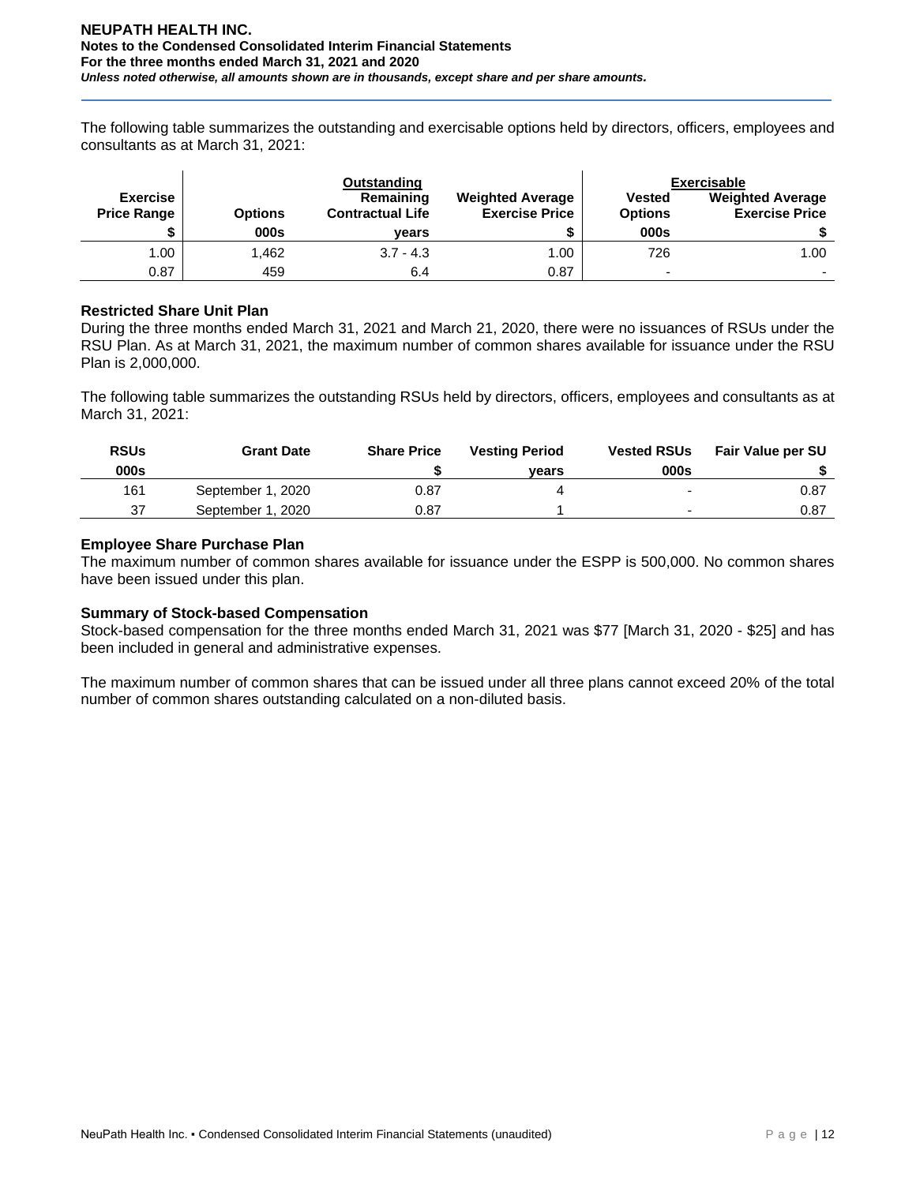The following table summarizes the outstanding and exercisable options held by directors, officers, employees and consultants as at March 31, 2021:

| | Outstanding | | | Exercisable | |
|---|---|---|---|---|---|
| Exercise Price Range | Options | Remaining Contractual Life | Weighted Average Exercise Price | Vested Options | Weighted Average Exercise Price |
| $ | 000s | years | $ | 000s | $ |
| 1.00 | 1,462 | 3.7 - 4.3 | 1.00 | 726 | 1.00 |
| 0.87 | 459 | 6.4 | 0.87 | - | - |

**Restricted Share Unit Plan**

During the three months ended March 31, 2021 and March 21, 2020, there were no issuances of RSUs under the RSU Plan. As at March 31, 2021, the maximum number of common shares available for issuance under the RSU Plan is 2,000,000.

The following table summarizes the outstanding RSUs held by directors, officers, employees and consultants as at March 31, 2021:

| RSUs | Grant Date | Share Price | Vesting Period | Vested RSUs | Fair Value per SU |
|---|---|---|---|---|---|
| 000s | | $ | years | 000s | $ |
| 161 | September 1, 2020 | 0.87 | 4 | - | 0.87 |
| 37 | September 1, 2020 | 0.87 | 1 | - | 0.87 |

**Employee Share Purchase Plan**

The maximum number of common shares available for issuance under the ESPP is 500,000. No common shares have been issued under this plan.

**Summary of Stock-based Compensation**

Stock-based compensation for the three months ended March 31, 2021 was $77 [March 31, 2020 - $25] and has been included in general and administrative expenses.

The maximum number of common shares that can be issued under all three plans cannot exceed 20% of the total number of common shares outstanding calculated on a non-diluted basis.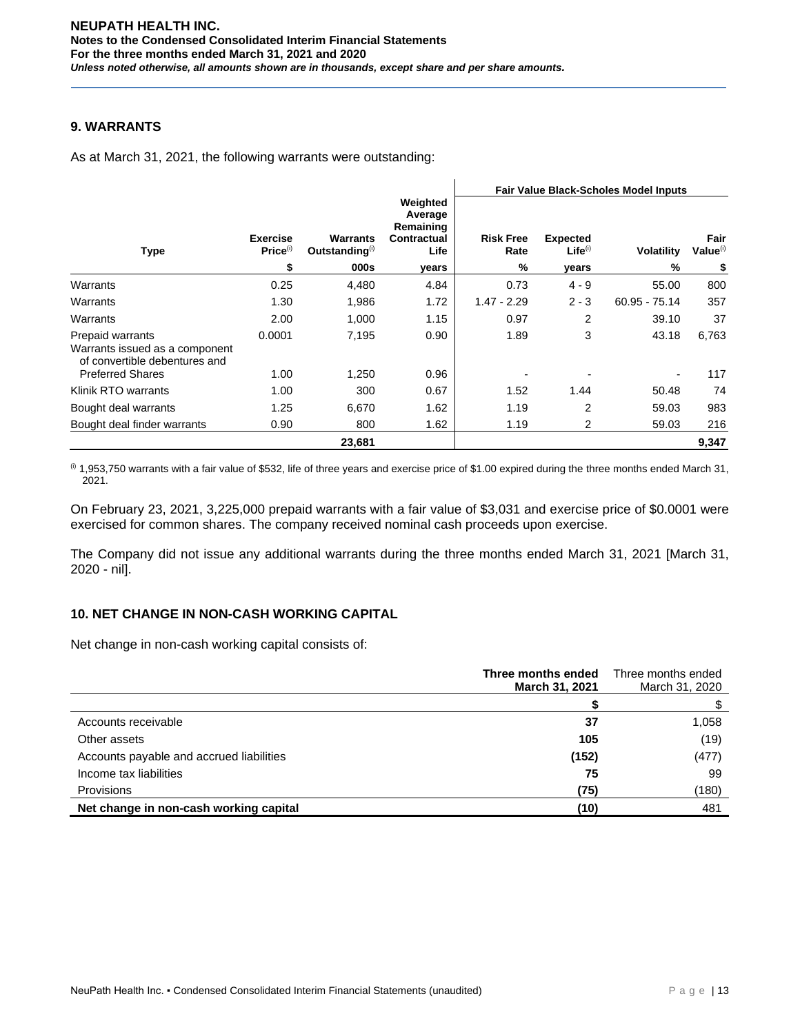## 9. WARRANTS

As at March 31, 2021, the following warrants were outstanding:

| | | | | Fair Value Black-Scholes Model Inputs | | | |
|---|---|---|---|---|---|---|---|
| Type | Exercise Price[i] | Warrants Outstanding[i] | Weighted Average Remaining Contractual Life | Risk Free Rate | Expected Life[i] | Volatility | Fair Value[i] |
| | $ | 000s | years | % | years | % | $ |
| Warrants | 0.25 | 4,480 | 4.84 | 0.73 | 4 - 9 | 55.00 | 800 |
| Warrants | 1.30 | 1,986 | 1.72 | 1.47 - 2.29 | 2 - 3 | 60.95 - 75.14 | 357 |
| Warrants | 2.00 | 1,000 | 1.15 | 0.97 | 2 | 39.10 | 37 |
| Prepaid warrants | 0.0001 | 7,195 | 0.90 | 1.89 | 3 | 43.18 | 6,763 |
| Warrants issued as a component of convertible debentures and Preferred Shares | 1.00 | 1,250 | 0.96 | - | - | - | 117 |
| Klinik RTO warrants | 1.00 | 300 | 0.67 | 1.52 | 1.44 | 50.48 | 74 |
| Bought deal warrants | 1.25 | 6,670 | 1.62 | 1.19 | 2 | 59.03 | 983 |
| Bought deal finder warrants | 0.90 | 800 | 1.62 | 1.19 | 2 | 59.03 | 216 |
| | | **23,681** | | | | | **9,347** |

[i] 1,953,750 warrants with a fair value of $532, life of three years and exercise price of $1.00 expired during the three months ended March 31, 2021.

On February 23, 2021, 3,225,000 prepaid warrants with a fair value of $3,031 and exercise price of $0.0001 were exercised for common shares. The company received nominal cash proceeds upon exercise.

The Company did not issue any additional warrants during the three months ended March 31, 2021 [March 31, 2020 - nil].

## 10. NET CHANGE IN NON-CASH WORKING CAPITAL

Net change in non-cash working capital consists of:

| | **Three months ended March 31, 2021** | Three months ended March 31, 2020 |
|---|---|---|
| | **$** | $ |
| Accounts receivable | **37** | 1,058 |
| Other assets | **105** | (19) |
| Accounts payable and accrued liabilities | **(152)** | (477) |
| Income tax liabilities | **75** | 99 |
| Provisions | **(75)** | (180) |
| **Net change in non-cash working capital** | **(10)** | 481 |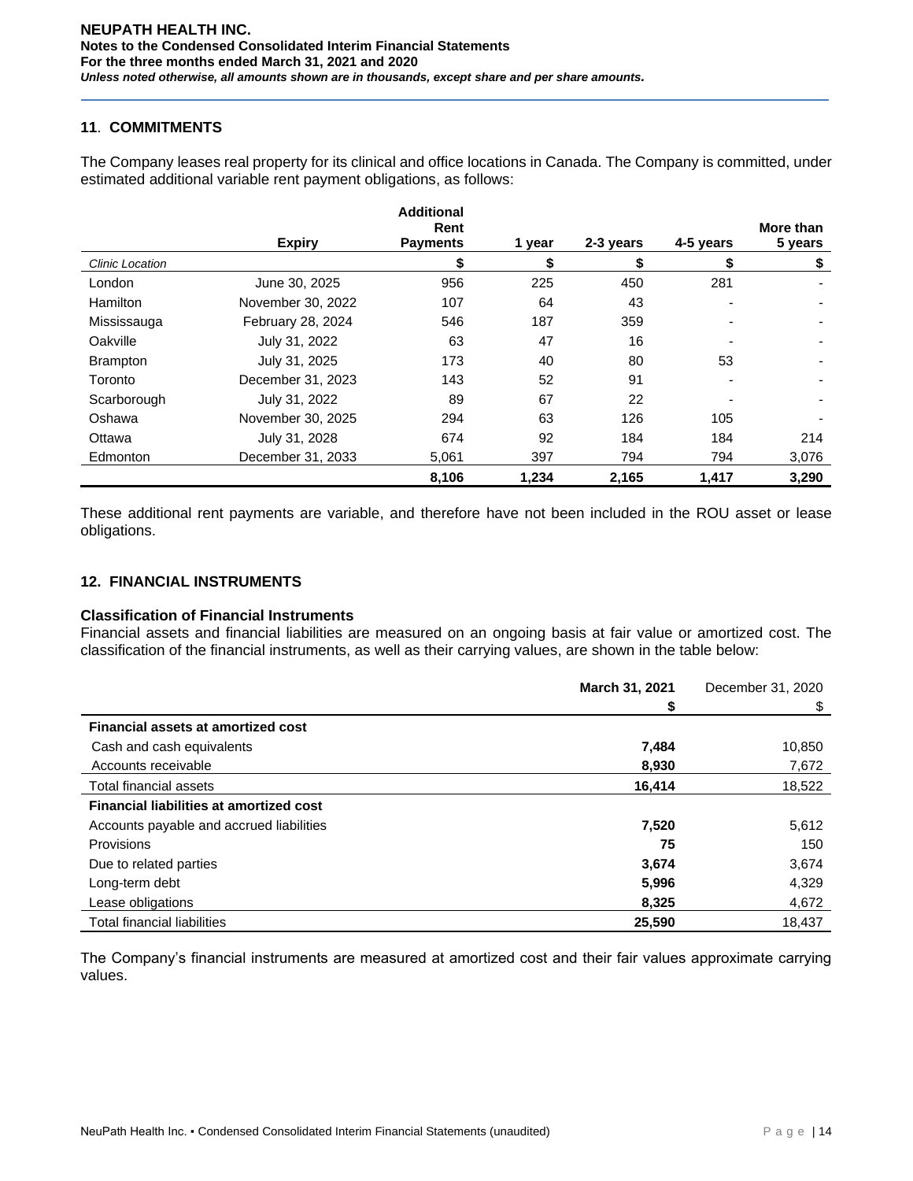## 11. COMMITMENTS

The Company leases real property for its clinical and office locations in Canada. The Company is committed, under estimated additional variable rent payment obligations, as follows:

| | Expiry | Additional Rent Payments | 1 year | 2-3 years | 4-5 years | More than 5 years |
|---|---|---|---|---|---|---|
| *Clinic Location* | | $ | $ | $ | $ | $ |
| London | June 30, 2025 | 956 | 225 | 450 | 281 | - |
| Hamilton | November 30, 2022 | 107 | 64 | 43 | - | - |
| Mississauga | February 28, 2024 | 546 | 187 | 359 | - | - |
| Oakville | July 31, 2022 | 63 | 47 | 16 | - | - |
| Brampton | July 31, 2025 | 173 | 40 | 80 | 53 | - |
| Toronto | December 31, 2023 | 143 | 52 | 91 | - | - |
| Scarborough | July 31, 2022 | 89 | 67 | 22 | - | - |
| Oshawa | November 30, 2025 | 294 | 63 | 126 | 105 | - |
| Ottawa | July 31, 2028 | 674 | 92 | 184 | 184 | 214 |
| Edmonton | December 31, 2033 | 5,061 | 397 | 794 | 794 | 3,076 |
| | | **8,106** | **1,234** | **2,165** | **1,417** | **3,290** |

These additional rent payments are variable, and therefore have not been included in the ROU asset or lease obligations.

## 12. FINANCIAL INSTRUMENTS

### Classification of Financial Instruments

Financial assets and financial liabilities are measured on an ongoing basis at fair value or amortized cost. The classification of the financial instruments, as well as their carrying values, are shown in the table below:

| | March 31, 2021 | December 31, 2020 |
|---|---|---|
| | $ | $ |
| **Financial assets at amortized cost** | | |
| Cash and cash equivalents | **7,484** | 10,850 |
| Accounts receivable | **8,930** | 7,672 |
| Total financial assets | **16,414** | 18,522 |
| **Financial liabilities at amortized cost** | | |
| Accounts payable and accrued liabilities | **7,520** | 5,612 |
| Provisions | **75** | 150 |
| Due to related parties | **3,674** | 3,674 |
| Long-term debt | **5,996** | 4,329 |
| Lease obligations | **8,325** | 4,672 |
| Total financial liabilities | **25,590** | 18,437 |

The Company's financial instruments are measured at amortized cost and their fair values approximate carrying values.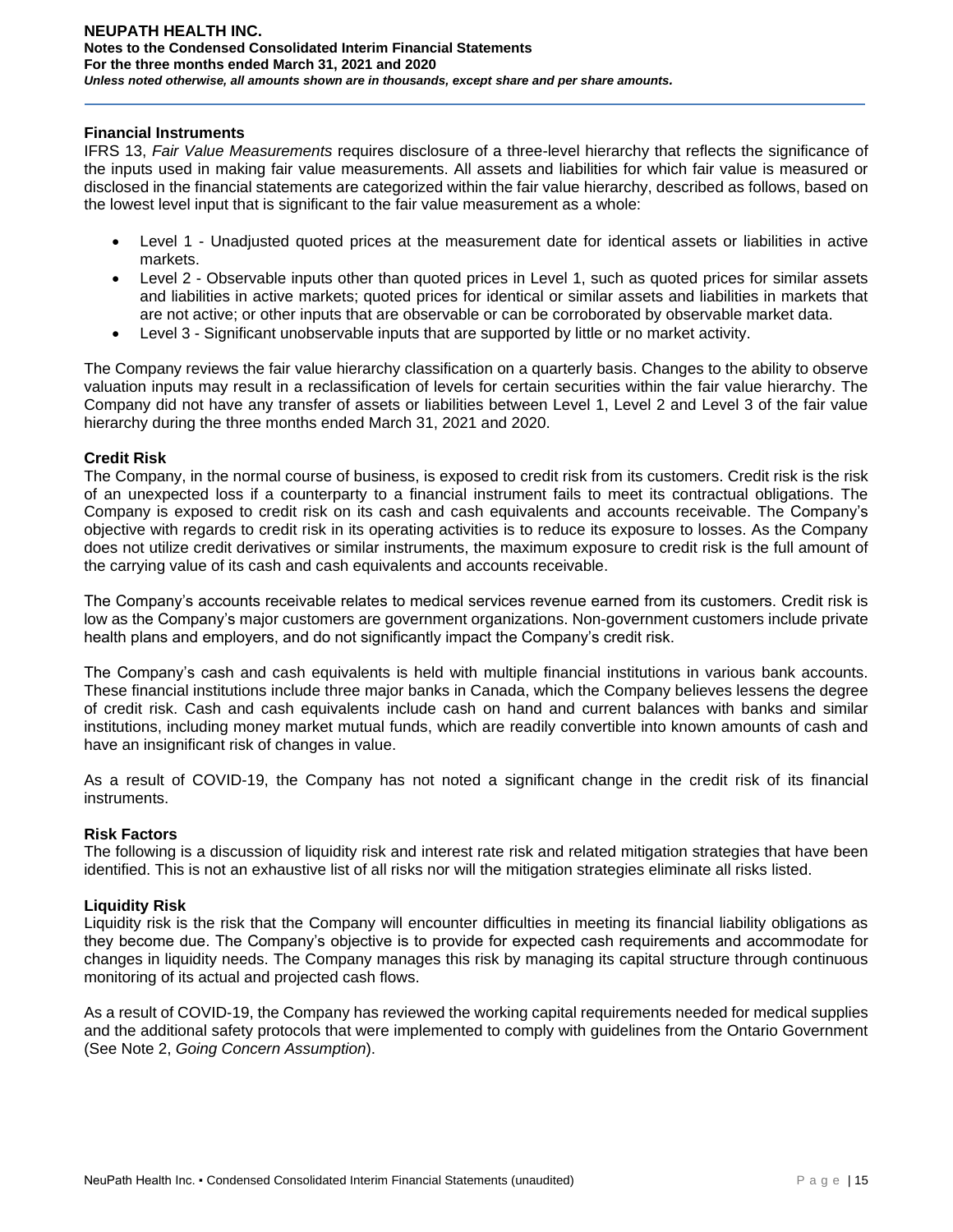### Financial Instruments

IFRS 13, *Fair Value Measurements* requires disclosure of a three-level hierarchy that reflects the significance of the inputs used in making fair value measurements. All assets and liabilities for which fair value is measured or disclosed in the financial statements are categorized within the fair value hierarchy, described as follows, based on the lowest level input that is significant to the fair value measurement as a whole:

- Level 1 - Unadjusted quoted prices at the measurement date for identical assets or liabilities in active markets.
- Level 2 - Observable inputs other than quoted prices in Level 1, such as quoted prices for similar assets and liabilities in active markets; quoted prices for identical or similar assets and liabilities in markets that are not active; or other inputs that are observable or can be corroborated by observable market data.
- Level 3 - Significant unobservable inputs that are supported by little or no market activity.

The Company reviews the fair value hierarchy classification on a quarterly basis. Changes to the ability to observe valuation inputs may result in a reclassification of levels for certain securities within the fair value hierarchy. The Company did not have any transfer of assets or liabilities between Level 1, Level 2 and Level 3 of the fair value hierarchy during the three months ended March 31, 2021 and 2020.

### Credit Risk

The Company, in the normal course of business, is exposed to credit risk from its customers. Credit risk is the risk of an unexpected loss if a counterparty to a financial instrument fails to meet its contractual obligations. The Company is exposed to credit risk on its cash and cash equivalents and accounts receivable. The Company's objective with regards to credit risk in its operating activities is to reduce its exposure to losses. As the Company does not utilize credit derivatives or similar instruments, the maximum exposure to credit risk is the full amount of the carrying value of its cash and cash equivalents and accounts receivable.

The Company's accounts receivable relates to medical services revenue earned from its customers. Credit risk is low as the Company's major customers are government organizations. Non-government customers include private health plans and employers, and do not significantly impact the Company's credit risk.

The Company's cash and cash equivalents is held with multiple financial institutions in various bank accounts. These financial institutions include three major banks in Canada, which the Company believes lessens the degree of credit risk. Cash and cash equivalents include cash on hand and current balances with banks and similar institutions, including money market mutual funds, which are readily convertible into known amounts of cash and have an insignificant risk of changes in value.

As a result of COVID-19, the Company has not noted a significant change in the credit risk of its financial instruments.

### Risk Factors

The following is a discussion of liquidity risk and interest rate risk and related mitigation strategies that have been identified. This is not an exhaustive list of all risks nor will the mitigation strategies eliminate all risks listed.

### Liquidity Risk

Liquidity risk is the risk that the Company will encounter difficulties in meeting its financial liability obligations as they become due. The Company's objective is to provide for expected cash requirements and accommodate for changes in liquidity needs. The Company manages this risk by managing its capital structure through continuous monitoring of its actual and projected cash flows.

As a result of COVID-19, the Company has reviewed the working capital requirements needed for medical supplies and the additional safety protocols that were implemented to comply with guidelines from the Ontario Government (See Note 2, *Going Concern Assumption*).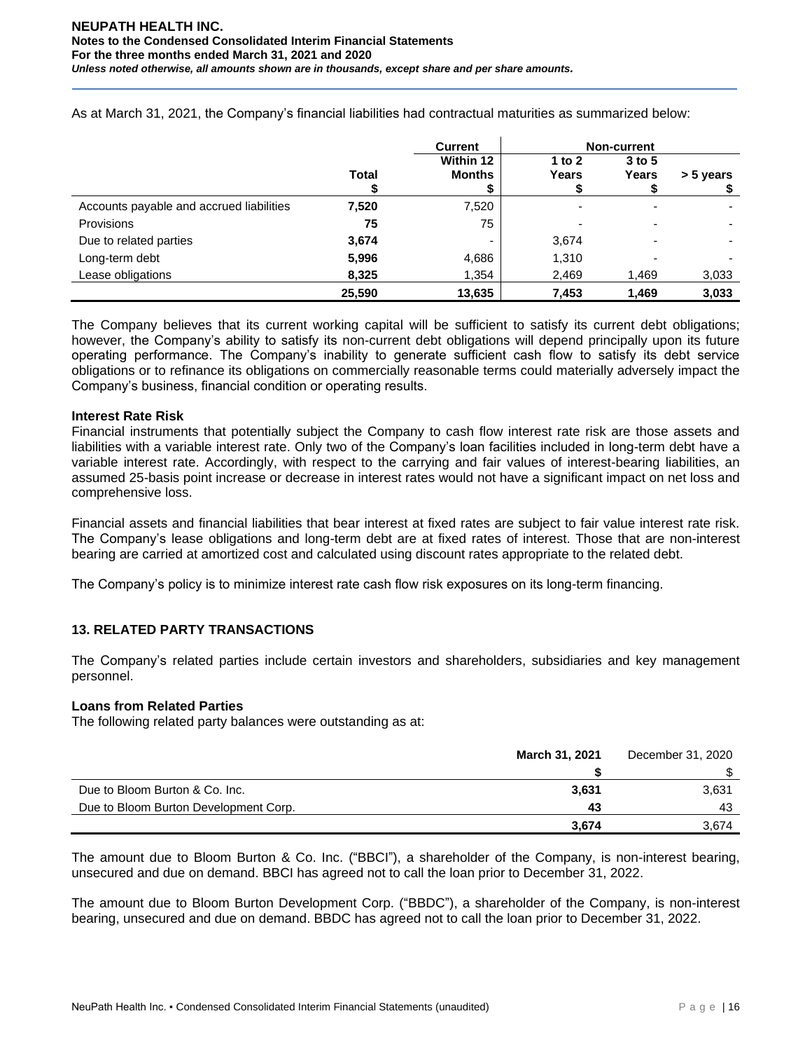As at March 31, 2021, the Company's financial liabilities had contractual maturities as summarized below:

| | Total | Current | Non-current | | |
|---|---|---|---|---|---|
| | | Within 12 Months | 1 to 2 Years | 3 to 5 Years | > 5 years |
| | $ | $ | $ | $ | $ |
| Accounts payable and accrued liabilities | **7,520** | 7,520 | - | - | - |
| Provisions | **75** | 75 | - | - | - |
| Due to related parties | **3,674** | - | 3,674 | - | - |
| Long-term debt | **5,996** | 4,686 | 1,310 | - | - |
| Lease obligations | **8,325** | 1,354 | 2,469 | 1,469 | 3,033 |
| | **25,590** | **13,635** | **7,453** | **1,469** | **3,033** |

The Company believes that its current working capital will be sufficient to satisfy its current debt obligations; however, the Company's ability to satisfy its non-current debt obligations will depend principally upon its future operating performance. The Company's inability to generate sufficient cash flow to satisfy its debt service obligations or to refinance its obligations on commercially reasonable terms could materially adversely impact the Company's business, financial condition or operating results.

**Interest Rate Risk**

Financial instruments that potentially subject the Company to cash flow interest rate risk are those assets and liabilities with a variable interest rate. Only two of the Company's loan facilities included in long-term debt have a variable interest rate. Accordingly, with respect to the carrying and fair values of interest-bearing liabilities, an assumed 25-basis point increase or decrease in interest rates would not have a significant impact on net loss and comprehensive loss.

Financial assets and financial liabilities that bear interest at fixed rates are subject to fair value interest rate risk. The Company's lease obligations and long-term debt are at fixed rates of interest. Those that are non-interest bearing are carried at amortized cost and calculated using discount rates appropriate to the related debt.

The Company's policy is to minimize interest rate cash flow risk exposures on its long-term financing.

## 13. RELATED PARTY TRANSACTIONS

The Company's related parties include certain investors and shareholders, subsidiaries and key management personnel.

**Loans from Related Parties**

The following related party balances were outstanding as at:

| | March 31, 2021 | December 31, 2020 |
|---|---|---|
| | $ | $ |
| Due to Bloom Burton & Co. Inc. | **3,631** | 3,631 |
| Due to Bloom Burton Development Corp. | **43** | 43 |
| | **3,674** | 3,674 |

The amount due to Bloom Burton & Co. Inc. ("BBCI"), a shareholder of the Company, is non-interest bearing, unsecured and due on demand. BBCI has agreed not to call the loan prior to December 31, 2022.

The amount due to Bloom Burton Development Corp. ("BBDC"), a shareholder of the Company, is non-interest bearing, unsecured and due on demand. BBDC has agreed not to call the loan prior to December 31, 2022.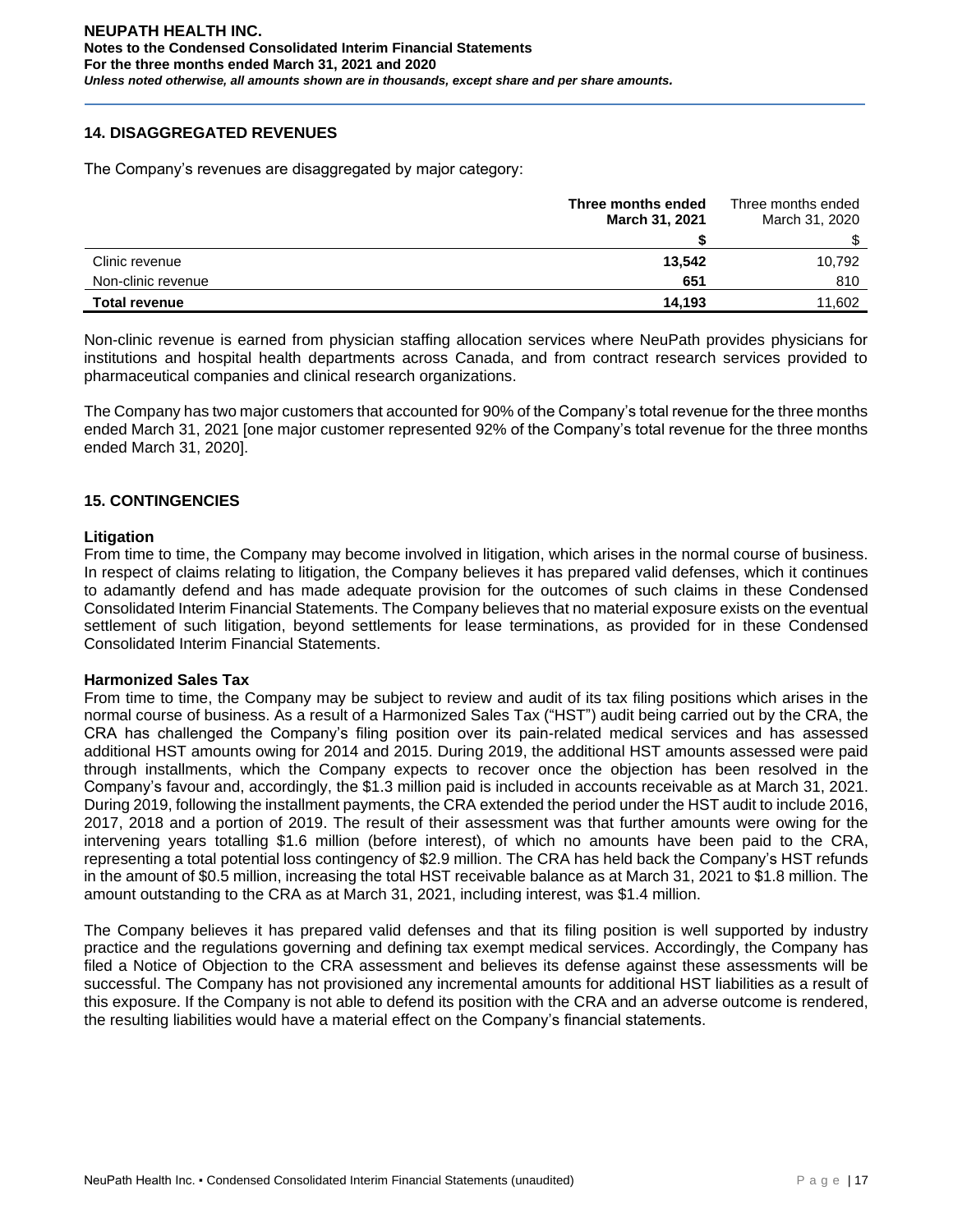## 14. DISAGGREGATED REVENUES

The Company's revenues are disaggregated by major category:

| | **Three months ended March 31, 2021** | Three months ended March 31, 2020 |
|---|---|---|
| | **$** | $ |
| Clinic revenue | **13,542** | 10,792 |
| Non-clinic revenue | **651** | 810 |
| **Total revenue** | **14,193** | 11,602 |

Non-clinic revenue is earned from physician staffing allocation services where NeuPath provides physicians for institutions and hospital health departments across Canada, and from contract research services provided to pharmaceutical companies and clinical research organizations.

The Company has two major customers that accounted for 90% of the Company's total revenue for the three months ended March 31, 2021 [one major customer represented 92% of the Company's total revenue for the three months ended March 31, 2020].

## 15. CONTINGENCIES

### Litigation

From time to time, the Company may become involved in litigation, which arises in the normal course of business. In respect of claims relating to litigation, the Company believes it has prepared valid defenses, which it continues to adamantly defend and has made adequate provision for the outcomes of such claims in these Condensed Consolidated Interim Financial Statements. The Company believes that no material exposure exists on the eventual settlement of such litigation, beyond settlements for lease terminations, as provided for in these Condensed Consolidated Interim Financial Statements.

### Harmonized Sales Tax

From time to time, the Company may be subject to review and audit of its tax filing positions which arises in the normal course of business. As a result of a Harmonized Sales Tax ("HST") audit being carried out by the CRA, the CRA has challenged the Company's filing position over its pain-related medical services and has assessed additional HST amounts owing for 2014 and 2015. During 2019, the additional HST amounts assessed were paid through installments, which the Company expects to recover once the objection has been resolved in the Company's favour and, accordingly, the $1.3 million paid is included in accounts receivable as at March 31, 2021. During 2019, following the installment payments, the CRA extended the period under the HST audit to include 2016, 2017, 2018 and a portion of 2019. The result of their assessment was that further amounts were owing for the intervening years totalling $1.6 million (before interest), of which no amounts have been paid to the CRA, representing a total potential loss contingency of $2.9 million. The CRA has held back the Company's HST refunds in the amount of $0.5 million, increasing the total HST receivable balance as at March 31, 2021 to $1.8 million. The amount outstanding to the CRA as at March 31, 2021, including interest, was $1.4 million.

The Company believes it has prepared valid defenses and that its filing position is well supported by industry practice and the regulations governing and defining tax exempt medical services. Accordingly, the Company has filed a Notice of Objection to the CRA assessment and believes its defense against these assessments will be successful. The Company has not provisioned any incremental amounts for additional HST liabilities as a result of this exposure. If the Company is not able to defend its position with the CRA and an adverse outcome is rendered, the resulting liabilities would have a material effect on the Company's financial statements.